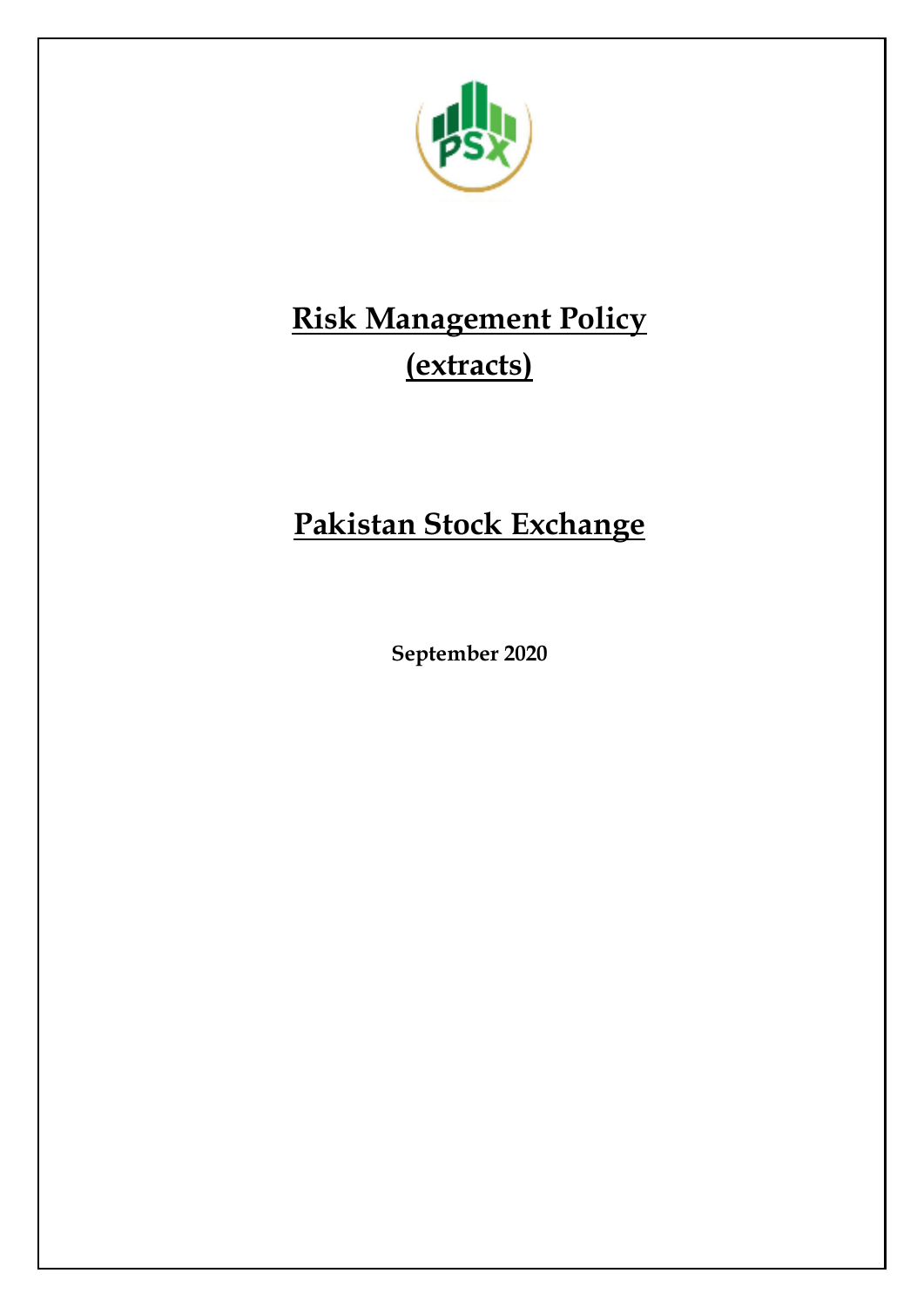# Risk Management Policy

# (extracts)

# Pakistan Stock Exchange

**September 2020**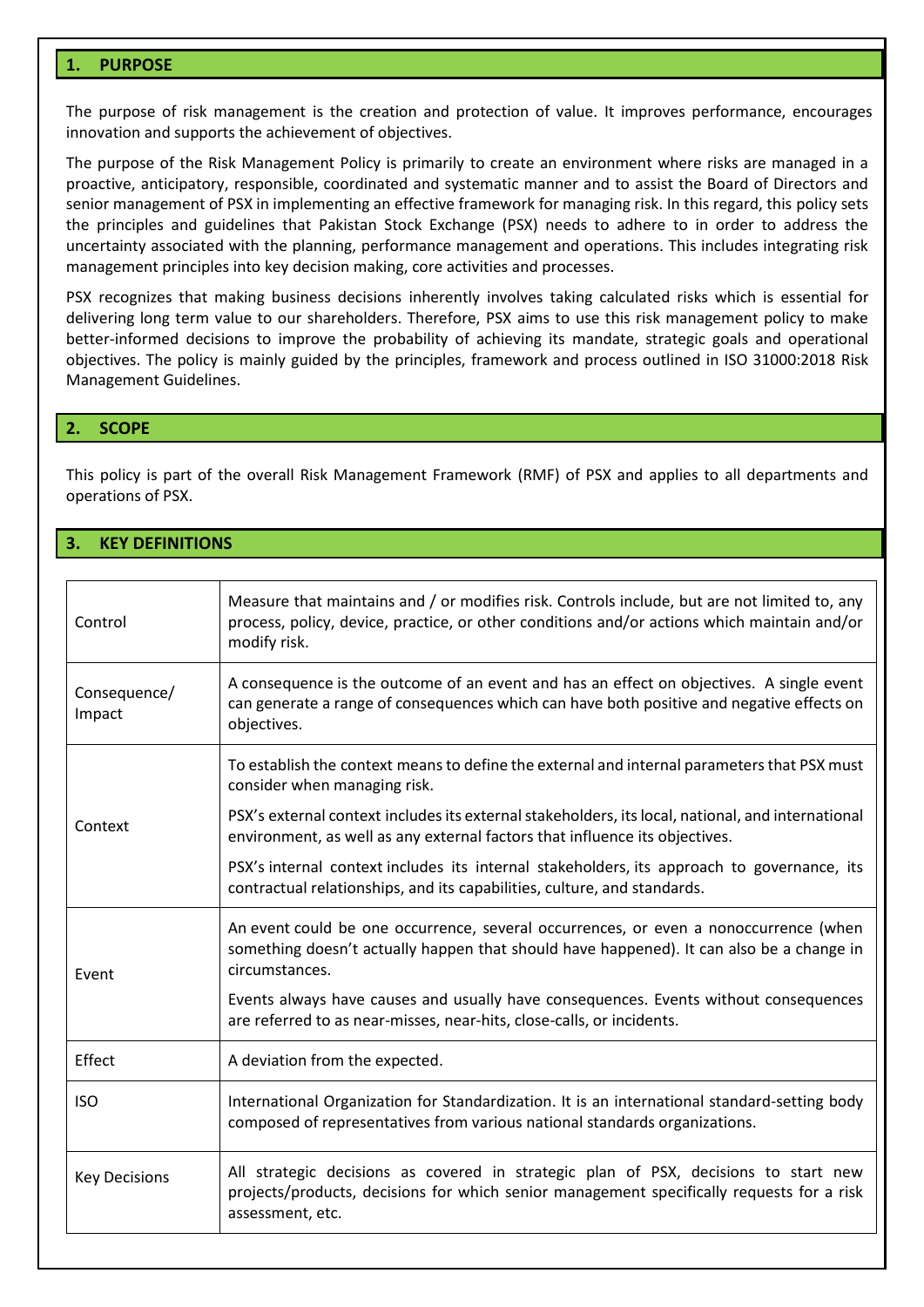## 1. PURPOSE

The purpose of risk management is the creation and protection of value. It improves performance, encourages innovation and supports the achievement of objectives.

The purpose of the Risk Management Policy is primarily to create an environment where risks are managed in a proactive, anticipatory, responsible, coordinated and systematic manner and to assist the Board of Directors and senior management of PSX in implementing an effective framework for managing risk. In this regard, this policy sets the principles and guidelines that Pakistan Stock Exchange (PSX) needs to adhere to in order to address the uncertainty associated with the planning, performance management and operations. This includes integrating risk management principles into key decision making, core activities and processes.

PSX recognizes that making business decisions inherently involves taking calculated risks which is essential for delivering long term value to our shareholders. Therefore, PSX aims to use this risk management policy to make better-informed decisions to improve the probability of achieving its mandate, strategic goals and operational objectives. The policy is mainly guided by the principles, framework and process outlined in ISO 31000:2018 Risk Management Guidelines.

## 2. SCOPE

This policy is part of the overall Risk Management Framework (RMF) of PSX and applies to all departments and operations of PSX.

## 3. KEY DEFINITIONS

| Term | Definition |
|---|---|
| Control | Measure that maintains and / or modifies risk. Controls include, but are not limited to, any process, policy, device, practice, or other conditions and/or actions which maintain and/or modify risk. |
| Consequence/ Impact | A consequence is the outcome of an event and has an effect on objectives. A single event can generate a range of consequences which can have both positive and negative effects on objectives. |
| Context | To establish the context means to define the external and internal parameters that PSX must consider when managing risk.<br><br>PSX's external context includes its external stakeholders, its local, national, and international environment, as well as any external factors that influence its objectives.<br><br>PSX's internal context includes its internal stakeholders, its approach to governance, its contractual relationships, and its capabilities, culture, and standards. |
| Event | An event could be one occurrence, several occurrences, or even a nonoccurrence (when something doesn't actually happen that should have happened). It can also be a change in circumstances.<br><br>Events always have causes and usually have consequences. Events without consequences are referred to as near-misses, near-hits, close-calls, or incidents. |
| Effect | A deviation from the expected. |
| ISO | International Organization for Standardization. It is an international standard-setting body composed of representatives from various national standards organizations. |
| Key Decisions | All strategic decisions as covered in strategic plan of PSX, decisions to start new projects/products, decisions for which senior management specifically requests for a risk assessment, etc. |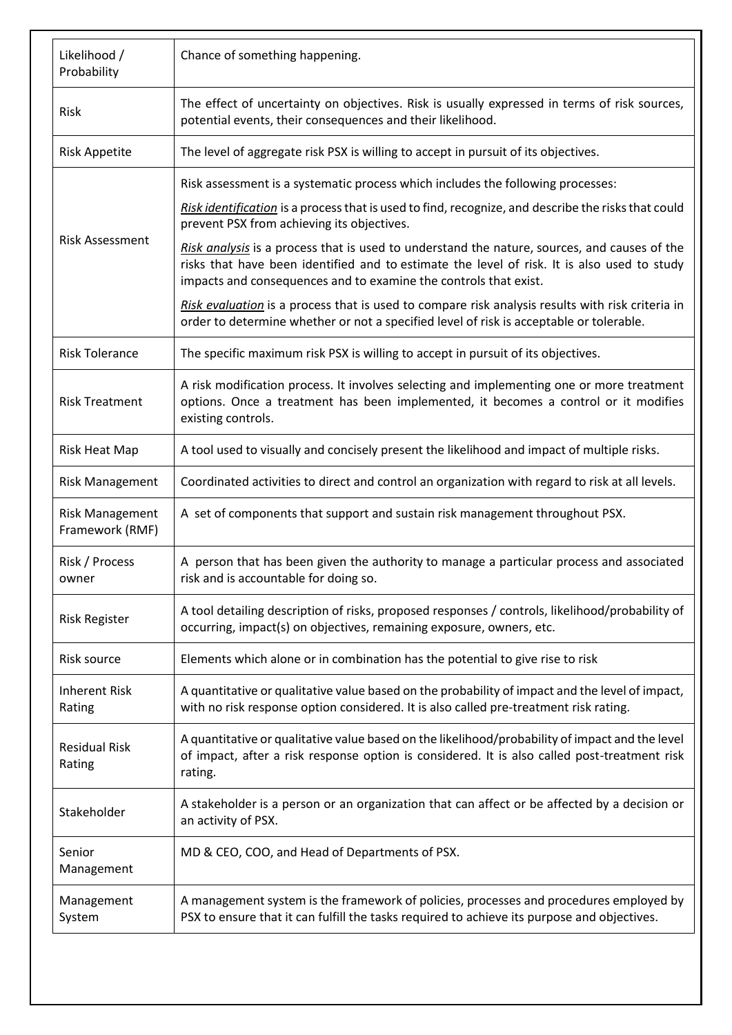| | |
|---|---|
| Likelihood / Probability | Chance of something happening. |
| Risk | The effect of uncertainty on objectives. Risk is usually expressed in terms of risk sources, potential events, their consequences and their likelihood. |
| Risk Appetite | The level of aggregate risk PSX is willing to accept in pursuit of its objectives. |
| Risk Assessment | Risk assessment is a systematic process which includes the following processes:<br><br>***Risk identification*** is a process that is used to find, recognize, and describe the risks that could prevent PSX from achieving its objectives.<br><br>***Risk analysis*** is a process that is used to understand the nature, sources, and causes of the risks that have been identified and to estimate the level of risk. It is also used to study impacts and consequences and to examine the controls that exist.<br><br>***Risk evaluation*** is a process that is used to compare risk analysis results with risk criteria in order to determine whether or not a specified level of risk is acceptable or tolerable. |
| Risk Tolerance | The specific maximum risk PSX is willing to accept in pursuit of its objectives. |
| Risk Treatment | A risk modification process. It involves selecting and implementing one or more treatment options. Once a treatment has been implemented, it becomes a control or it modifies existing controls. |
| Risk Heat Map | A tool used to visually and concisely present the likelihood and impact of multiple risks. |
| Risk Management | Coordinated activities to direct and control an organization with regard to risk at all levels. |
| Risk Management Framework (RMF) | A set of components that support and sustain risk management throughout PSX. |
| Risk / Process owner | A person that has been given the authority to manage a particular process and associated risk and is accountable for doing so. |
| Risk Register | A tool detailing description of risks, proposed responses / controls, likelihood/probability of occurring, impact(s) on objectives, remaining exposure, owners, etc. |
| Risk source | Elements which alone or in combination has the potential to give rise to risk |
| Inherent Risk Rating | A quantitative or qualitative value based on the probability of impact and the level of impact, with no risk response option considered. It is also called pre-treatment risk rating. |
| Residual Risk Rating | A quantitative or qualitative value based on the likelihood/probability of impact and the level of impact, after a risk response option is considered. It is also called post-treatment risk rating. |
| Stakeholder | A stakeholder is a person or an organization that can affect or be affected by a decision or an activity of PSX. |
| Senior Management | MD & CEO, COO, and Head of Departments of PSX. |
| Management System | A management system is the framework of policies, processes and procedures employed by PSX to ensure that it can fulfill the tasks required to achieve its purpose and objectives. |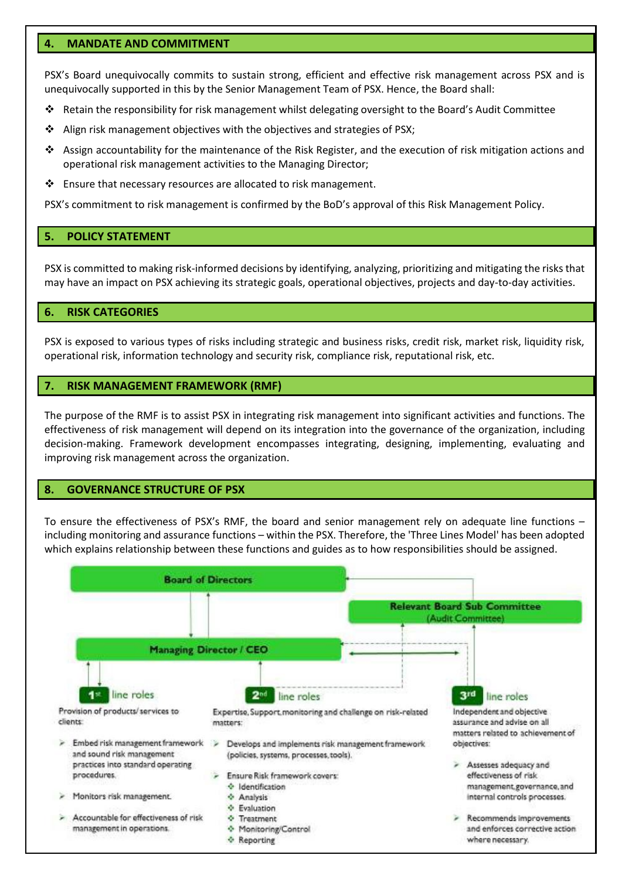## 4. MANDATE AND COMMITMENT

PSX's Board unequivocally commits to sustain strong, efficient and effective risk management across PSX and is unequivocally supported in this by the Senior Management Team of PSX. Hence, the Board shall:

- Retain the responsibility for risk management whilst delegating oversight to the Board's Audit Committee
- Align risk management objectives with the objectives and strategies of PSX;
- Assign accountability for the maintenance of the Risk Register, and the execution of risk mitigation actions and operational risk management activities to the Managing Director;
- Ensure that necessary resources are allocated to risk management.

PSX's commitment to risk management is confirmed by the BoD's approval of this Risk Management Policy.

## 5. POLICY STATEMENT

PSX is committed to making risk-informed decisions by identifying, analyzing, prioritizing and mitigating the risks that may have an impact on PSX achieving its strategic goals, operational objectives, projects and day-to-day activities.

## 6. RISK CATEGORIES

PSX is exposed to various types of risks including strategic and business risks, credit risk, market risk, liquidity risk, operational risk, information technology and security risk, compliance risk, reputational risk, etc.

## 7. RISK MANAGEMENT FRAMEWORK (RMF)

The purpose of the RMF is to assist PSX in integrating risk management into significant activities and functions. The effectiveness of risk management will depend on its integration into the governance of the organization, including decision-making. Framework development encompasses integrating, designing, implementing, evaluating and improving risk management across the organization.

## 8. GOVERNANCE STRUCTURE OF PSX

To ensure the effectiveness of PSX's RMF, the board and senior management rely on adequate line functions – including monitoring and assurance functions – within the PSX. Therefore, the 'Three Lines Model' has been adopted which explains relationship between these functions and guides as to how responsibilities should be assigned.

**Board of Directors**

**Relevant Board Sub Committee (Audit Committee)**

**Managing Director / CEO**

**1st line roles**

Provision of products/ services to clients:

- Embed risk management framework and sound risk management practices into standard operating procedures.
- Monitors risk management.
- Accountable for effectiveness of risk management in operations.

**2nd line roles**

Expertise, Support, monitoring and challenge on risk-related matters:

- Develops and implements risk management framework (policies, systems, processes, tools).
- Ensure Risk framework covers:
  - Identification
  - Analysis
  - Evaluation
  - Treatment
  - Monitoring/Control
  - Reporting

**3rd line roles**

Independent and objective assurance and advise on all matters related to achievement of objectives:

- Assesses adequacy and effectiveness of risk management, governance, and internal controls processes.
- Recommends improvements and enforces corrective action where necessary.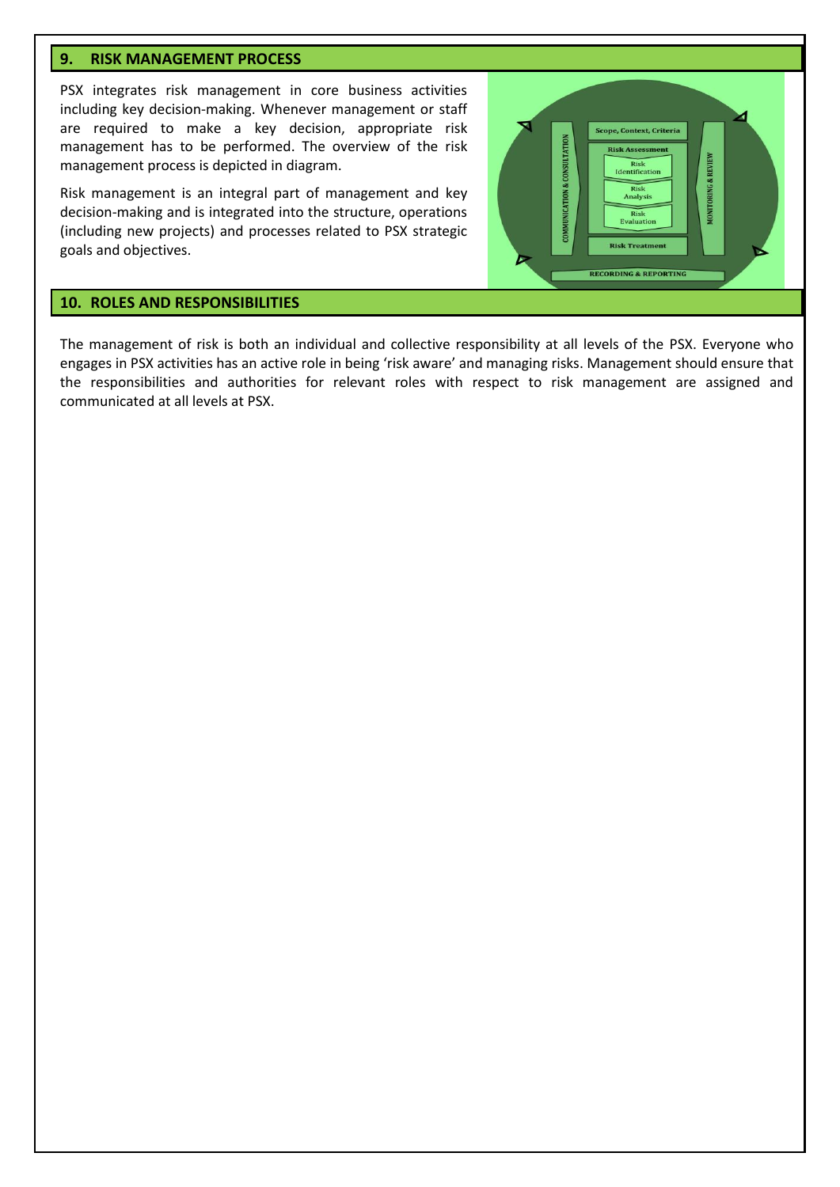## 9. RISK MANAGEMENT PROCESS

PSX integrates risk management in core business activities including key decision-making. Whenever management or staff are required to make a key decision, appropriate risk management has to be performed. The overview of the risk management process is depicted in diagram.

Risk management is an integral part of management and key decision-making and is integrated into the structure, operations (including new projects) and processes related to PSX strategic goals and objectives.

Scope, Context, Criteria

Risk Assessment

Risk Identification

Risk Analysis

Risk Evaluation

Risk Treatment

COMMUNICATION & CONSULTATION

MONITORING & REVIEW

RECORDING & REPORTING

## 10. ROLES AND RESPONSIBILITIES

The management of risk is both an individual and collective responsibility at all levels of the PSX. Everyone who engages in PSX activities has an active role in being 'risk aware' and managing risks. Management should ensure that the responsibilities and authorities for relevant roles with respect to risk management are assigned and communicated at all levels at PSX.